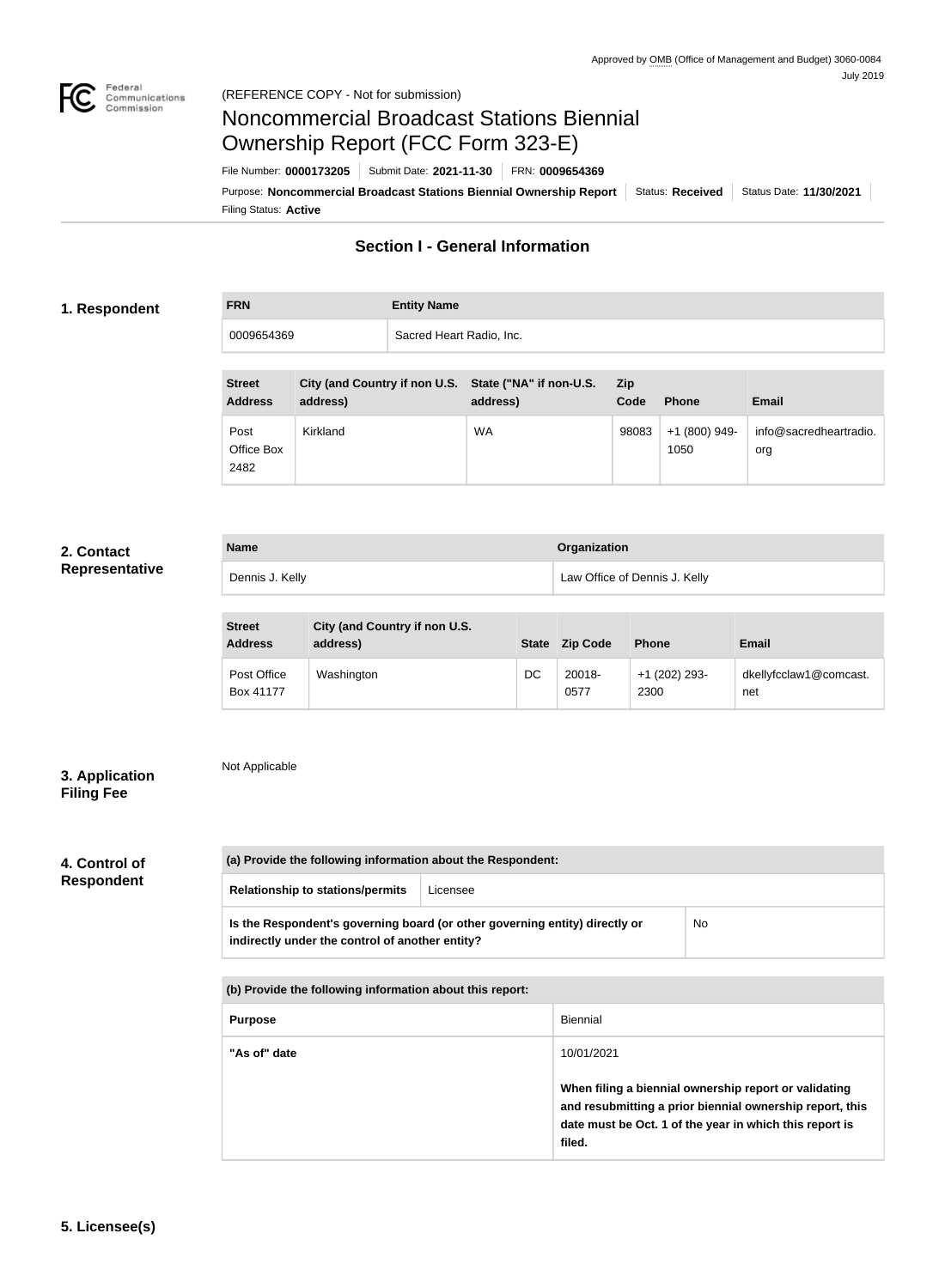Approved by OMB (Office of Management and Budget) 3060-0084
July 2019

(REFERENCE COPY - Not for submission)

# Noncommercial Broadcast Stations Biennial Ownership Report (FCC Form 323-E)

File Number: **0000173205** | Submit Date: **2021-11-30** | FRN: **0009654369**

Purpose: **Noncommercial Broadcast Stations Biennial Ownership Report** | Status: **Received** | Status Date: **11/30/2021**

Filing Status: **Active**

## Section I - General Information

### 1. Respondent

| FRN | Entity Name |
| --- | --- |
| 0009654369 | Sacred Heart Radio, Inc. |

| Street Address | City (and Country if non U.S. address) | State ("NA" if non-U.S. address) | Zip Code | Phone | Email |
| --- | --- | --- | --- | --- | --- |
| Post Office Box 2482 | Kirkland | WA | 98083 | +1 (800) 949-1050 | info@sacredheartradio.org |

### 2. Contact Representative

| Name | Organization |
| --- | --- |
| Dennis J. Kelly | Law Office of Dennis J. Kelly |

| Street Address | City (and Country if non U.S. address) | State | Zip Code | Phone | Email |
| --- | --- | --- | --- | --- | --- |
| Post Office Box 41177 | Washington | DC | 20018-0577 | +1 (202) 293-2300 | dkellyfcclaw1@comcast.net |

### 3. Application Filing Fee

Not Applicable

### 4. Control of Respondent

| (a) Provide the following information about the Respondent: | |
| --- | --- |
| Relationship to stations/permits | Licensee |
| Is the Respondent's governing board (or other governing entity) directly or indirectly under the control of another entity? | No |

| (b) Provide the following information about this report: | |
| --- | --- |
| Purpose | Biennial |
| "As of" date | 10/01/2021<br><br>**When filing a biennial ownership report or validating and resubmitting a prior biennial ownership report, this date must be Oct. 1 of the year in which this report is filed.** |

### 5. Licensee(s)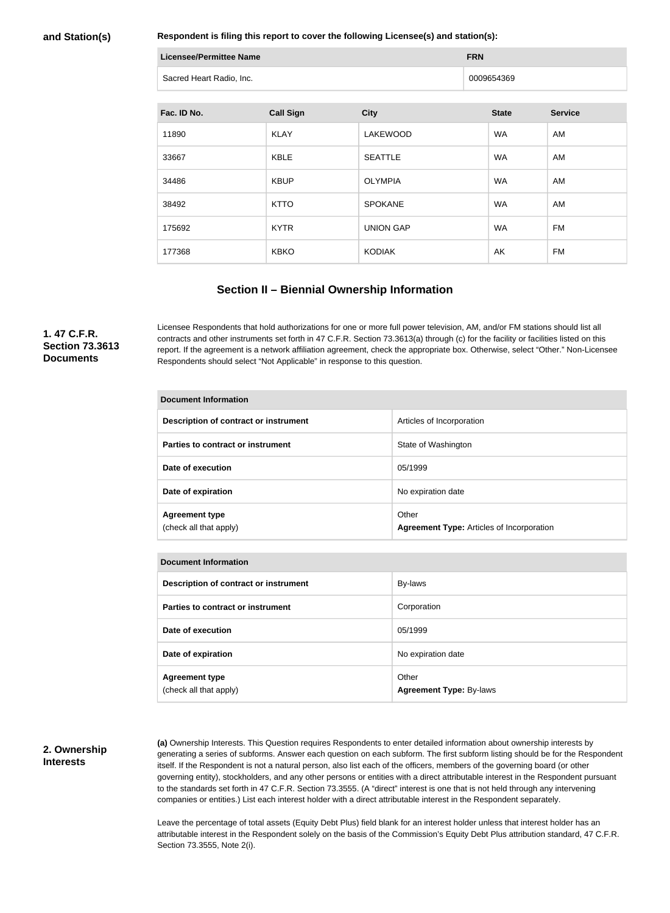**and Station(s)**

**Respondent is filing this report to cover the following Licensee(s) and station(s):**

| Licensee/Permittee Name | FRN |
|---|---|
| Sacred Heart Radio, Inc. | 0009654369 |

| Fac. ID No. | Call Sign | City | State | Service |
|---|---|---|---|---|
| 11890 | KLAY | LAKEWOOD | WA | AM |
| 33667 | KBLE | SEATTLE | WA | AM |
| 34486 | KBUP | OLYMPIA | WA | AM |
| 38492 | KTTO | SPOKANE | WA | AM |
| 175692 | KYTR | UNION GAP | WA | FM |
| 177368 | KBKO | KODIAK | AK | FM |

## Section II – Biennial Ownership Information

**1. 47 C.F.R. Section 73.3613 Documents**

Licensee Respondents that hold authorizations for one or more full power television, AM, and/or FM stations should list all contracts and other instruments set forth in 47 C.F.R. Section 73.3613(a) through (c) for the facility or facilities listed on this report. If the agreement is a network affiliation agreement, check the appropriate box. Otherwise, select "Other." Non-Licensee Respondents should select "Not Applicable" in response to this question.

| Document Information | |
|---|---|
| **Description of contract or instrument** | Articles of Incorporation |
| **Parties to contract or instrument** | State of Washington |
| **Date of execution** | 05/1999 |
| **Date of expiration** | No expiration date |
| **Agreement type** (check all that apply) | Other **Agreement Type:** Articles of Incorporation |

| Document Information | |
|---|---|
| **Description of contract or instrument** | By-laws |
| **Parties to contract or instrument** | Corporation |
| **Date of execution** | 05/1999 |
| **Date of expiration** | No expiration date |
| **Agreement type** (check all that apply) | Other **Agreement Type:** By-laws |

**2. Ownership Interests**

**(a)** Ownership Interests. This Question requires Respondents to enter detailed information about ownership interests by generating a series of subforms. Answer each question on each subform. The first subform listing should be for the Respondent itself. If the Respondent is not a natural person, also list each of the officers, members of the governing board (or other governing entity), stockholders, and any other persons or entities with a direct attributable interest in the Respondent pursuant to the standards set forth in 47 C.F.R. Section 73.3555. (A "direct" interest is one that is not held through any intervening companies or entities.) List each interest holder with a direct attributable interest in the Respondent separately.

Leave the percentage of total assets (Equity Debt Plus) field blank for an interest holder unless that interest holder has an attributable interest in the Respondent solely on the basis of the Commission's Equity Debt Plus attribution standard, 47 C.F.R. Section 73.3555, Note 2(i).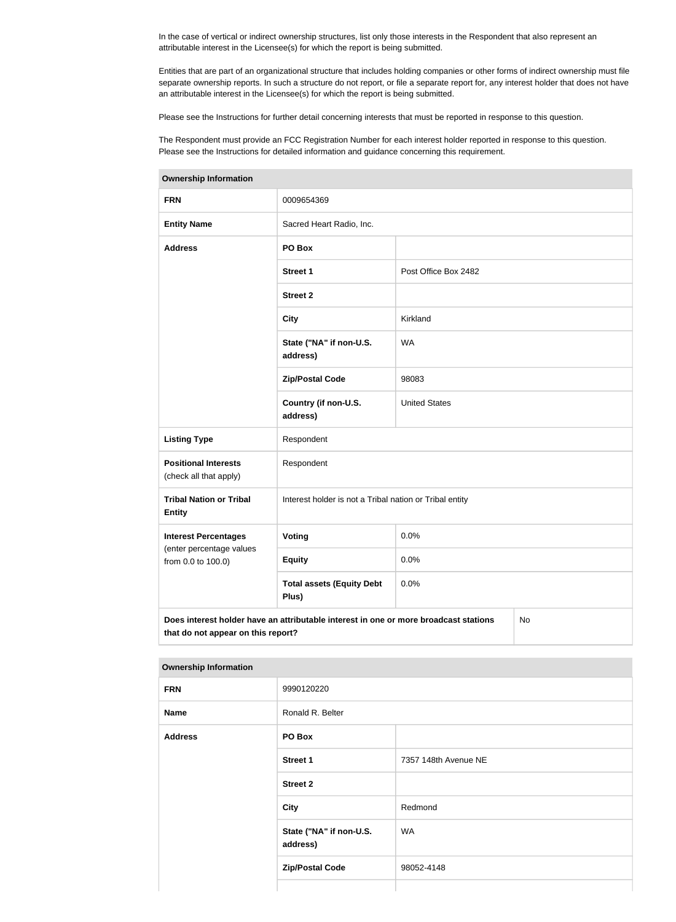In the case of vertical or indirect ownership structures, list only those interests in the Respondent that also represent an attributable interest in the Licensee(s) for which the report is being submitted.

Entities that are part of an organizational structure that includes holding companies or other forms of indirect ownership must file separate ownership reports. In such a structure do not report, or file a separate report for, any interest holder that does not have an attributable interest in the Licensee(s) for which the report is being submitted.

Please see the Instructions for further detail concerning interests that must be reported in response to this question.

The Respondent must provide an FCC Registration Number for each interest holder reported in response to this question. Please see the Instructions for detailed information and guidance concerning this requirement.

| Ownership Information | | |
|---|---|---|
| **FRN** | 0009654369 | |
| **Entity Name** | Sacred Heart Radio, Inc. | |
| **Address** | **PO Box** | |
| | **Street 1** | Post Office Box 2482 |
| | **Street 2** | |
| | **City** | Kirkland |
| | **State ("NA" if non-U.S. address)** | WA |
| | **Zip/Postal Code** | 98083 |
| | **Country (if non-U.S. address)** | United States |
| **Listing Type** | Respondent | |
| **Positional Interests** (check all that apply) | Respondent | |
| **Tribal Nation or Tribal Entity** | Interest holder is not a Tribal nation or Tribal entity | |
| **Interest Percentages** (enter percentage values from 0.0 to 100.0) | **Voting** | 0.0% |
| | **Equity** | 0.0% |
| | **Total assets (Equity Debt Plus)** | 0.0% |
| **Does interest holder have an attributable interest in one or more broadcast stations that do not appear on this report?** | | No |

| Ownership Information | | |
|---|---|---|
| **FRN** | 9990120220 | |
| **Name** | Ronald R. Belter | |
| **Address** | **PO Box** | |
| | **Street 1** | 7357 148th Avenue NE |
| | **Street 2** | |
| | **City** | Redmond |
| | **State ("NA" if non-U.S. address)** | WA |
| | **Zip/Postal Code** | 98052-4148 |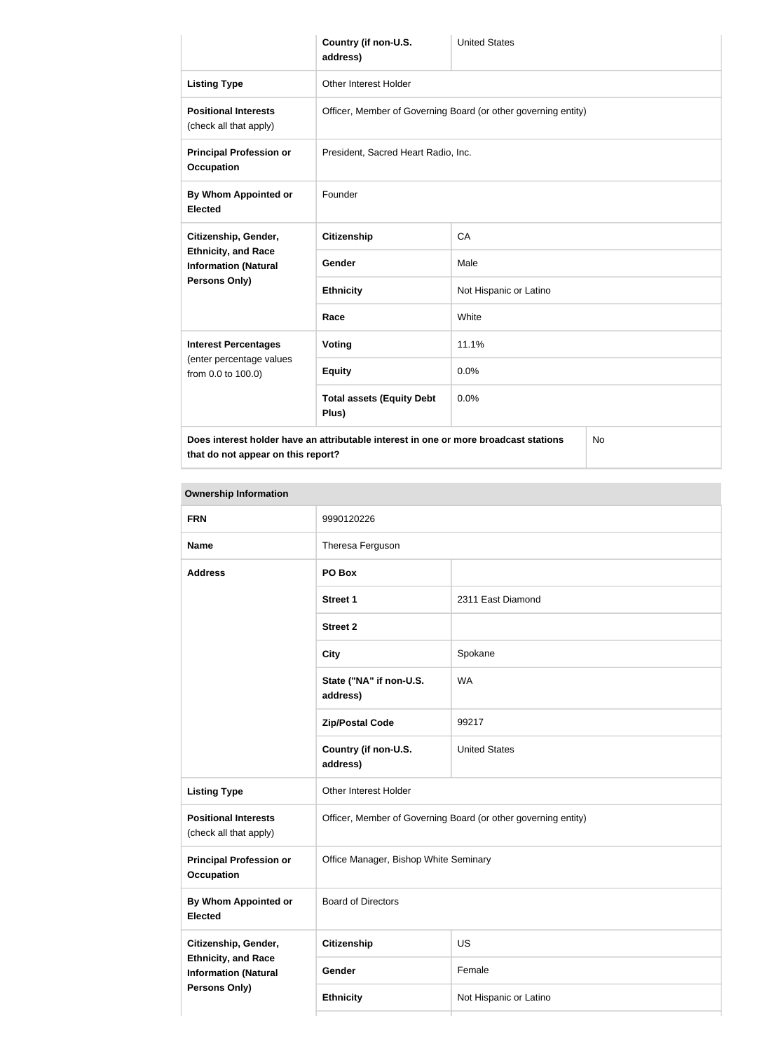| | | |
|---|---|---|
| | **Country (if non-U.S. address)** | United States |
| **Listing Type** | Other Interest Holder | |
| **Positional Interests** (check all that apply) | Officer, Member of Governing Board (or other governing entity) | |
| **Principal Profession or Occupation** | President, Sacred Heart Radio, Inc. | |
| **By Whom Appointed or Elected** | Founder | |
| **Citizenship, Gender, Ethnicity, and Race Information (Natural Persons Only)** | **Citizenship** | CA |
| | **Gender** | Male |
| | **Ethnicity** | Not Hispanic or Latino |
| | **Race** | White |
| **Interest Percentages** (enter percentage values from 0.0 to 100.0) | **Voting** | 11.1% |
| | **Equity** | 0.0% |
| | **Total assets (Equity Debt Plus)** | 0.0% |
| **Does interest holder have an attributable interest in one or more broadcast stations that do not appear on this report?** | | No |

| **Ownership Information** | | |
|---|---|---|
| **FRN** | 9990120226 | |
| **Name** | Theresa Ferguson | |
| **Address** | **PO Box** | |
| | **Street 1** | 2311 East Diamond |
| | **Street 2** | |
| | **City** | Spokane |
| | **State ("NA" if non-U.S. address)** | WA |
| | **Zip/Postal Code** | 99217 |
| | **Country (if non-U.S. address)** | United States |
| **Listing Type** | Other Interest Holder | |
| **Positional Interests** (check all that apply) | Officer, Member of Governing Board (or other governing entity) | |
| **Principal Profession or Occupation** | Office Manager, Bishop White Seminary | |
| **By Whom Appointed or Elected** | Board of Directors | |
| **Citizenship, Gender, Ethnicity, and Race Information (Natural Persons Only)** | **Citizenship** | US |
| | **Gender** | Female |
| | **Ethnicity** | Not Hispanic or Latino |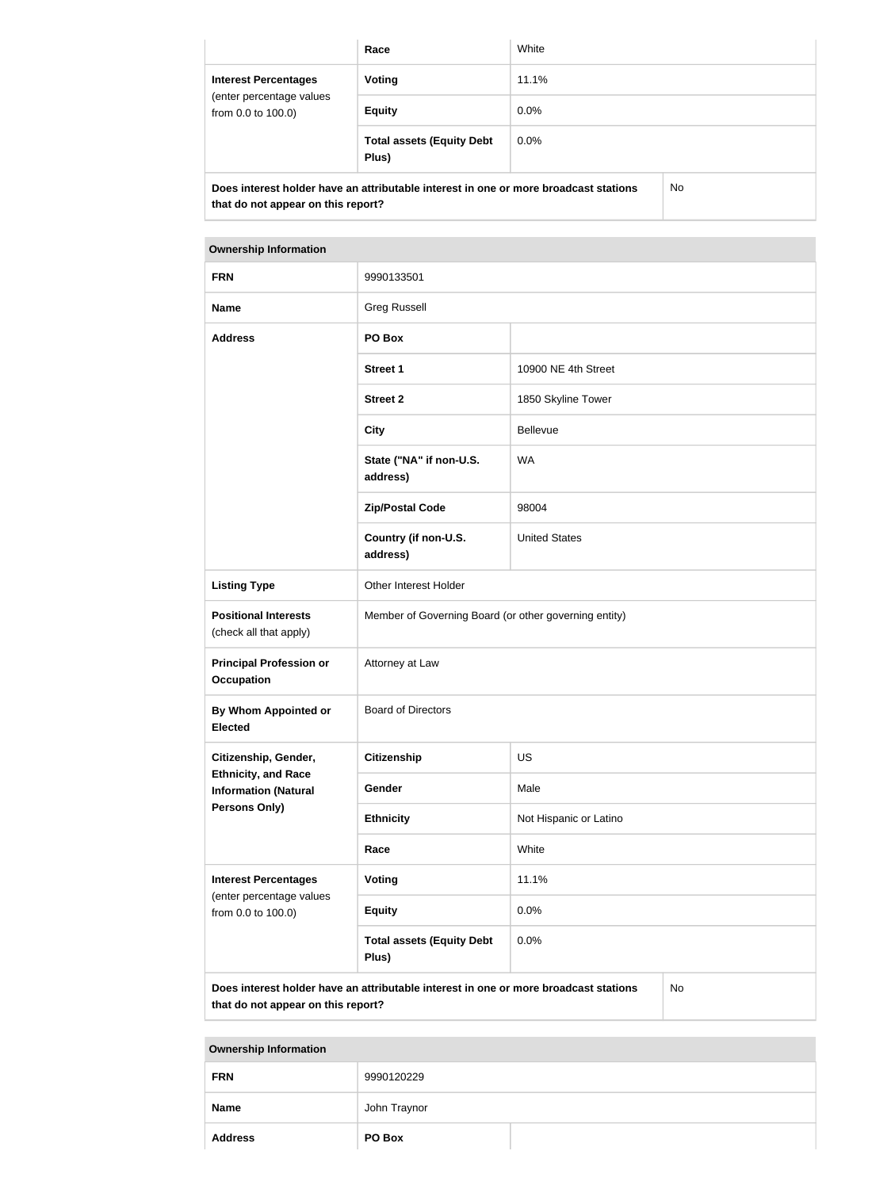| | Race | White |
|---|---|---|
| **Interest Percentages** (enter percentage values from 0.0 to 100.0) | **Voting** | 11.1% |
| | **Equity** | 0.0% |
| | **Total assets (Equity Debt Plus)** | 0.0% |
| **Does interest holder have an attributable interest in one or more broadcast stations that do not appear on this report?** | | No |

| **Ownership Information** | | |
|---|---|---|
| **FRN** | 9990133501 | |
| **Name** | Greg Russell | |
| **Address** | **PO Box** | |
| | **Street 1** | 10900 NE 4th Street |
| | **Street 2** | 1850 Skyline Tower |
| | **City** | Bellevue |
| | **State ("NA" if non-U.S. address)** | WA |
| | **Zip/Postal Code** | 98004 |
| | **Country (if non-U.S. address)** | United States |
| **Listing Type** | Other Interest Holder | |
| **Positional Interests** (check all that apply) | Member of Governing Board (or other governing entity) | |
| **Principal Profession or Occupation** | Attorney at Law | |
| **By Whom Appointed or Elected** | Board of Directors | |
| **Citizenship, Gender, Ethnicity, and Race Information (Natural Persons Only)** | **Citizenship** | US |
| | **Gender** | Male |
| | **Ethnicity** | Not Hispanic or Latino |
| | **Race** | White |
| **Interest Percentages** (enter percentage values from 0.0 to 100.0) | **Voting** | 11.1% |
| | **Equity** | 0.0% |
| | **Total assets (Equity Debt Plus)** | 0.0% |
| **Does interest holder have an attributable interest in one or more broadcast stations that do not appear on this report?** | | No |

| **Ownership Information** | | |
|---|---|---|
| **FRN** | 9990120229 | |
| **Name** | John Traynor | |
| **Address** | **PO Box** | |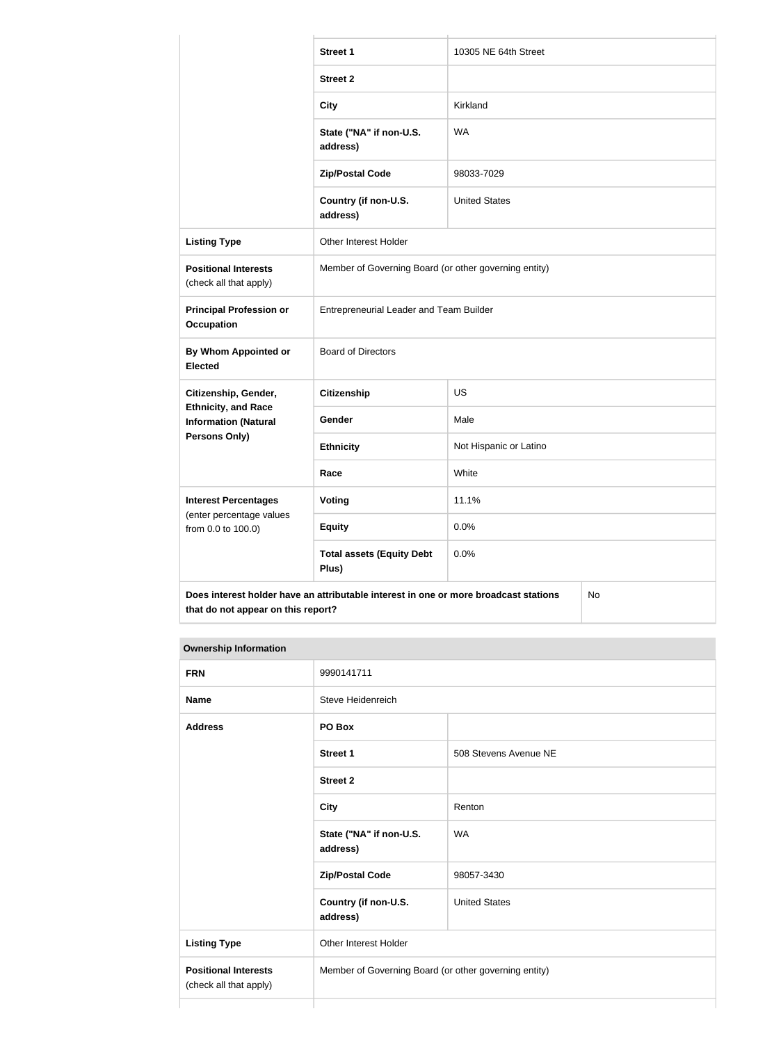| | | |
|---|---|---|
| | **Street 1** | 10305 NE 64th Street |
| | **Street 2** | |
| | **City** | Kirkland |
| | **State ("NA" if non-U.S. address)** | WA |
| | **Zip/Postal Code** | 98033-7029 |
| | **Country (if non-U.S. address)** | United States |
| **Listing Type** | Other Interest Holder | |
| **Positional Interests** (check all that apply) | Member of Governing Board (or other governing entity) | |
| **Principal Profession or Occupation** | Entrepreneurial Leader and Team Builder | |
| **By Whom Appointed or Elected** | Board of Directors | |
| **Citizenship, Gender, Ethnicity, and Race Information (Natural Persons Only)** | **Citizenship** | US |
| | **Gender** | Male |
| | **Ethnicity** | Not Hispanic or Latino |
| | **Race** | White |
| **Interest Percentages** (enter percentage values from 0.0 to 100.0) | **Voting** | 11.1% |
| | **Equity** | 0.0% |
| | **Total assets (Equity Debt Plus)** | 0.0% |
| **Does interest holder have an attributable interest in one or more broadcast stations that do not appear on this report?** | | No |

| **Ownership Information** | | |
|---|---|---|
| **FRN** | 9990141711 | |
| **Name** | Steve Heidenreich | |
| **Address** | **PO Box** | |
| | **Street 1** | 508 Stevens Avenue NE |
| | **Street 2** | |
| | **City** | Renton |
| | **State ("NA" if non-U.S. address)** | WA |
| | **Zip/Postal Code** | 98057-3430 |
| | **Country (if non-U.S. address)** | United States |
| **Listing Type** | Other Interest Holder | |
| **Positional Interests** (check all that apply) | Member of Governing Board (or other governing entity) | |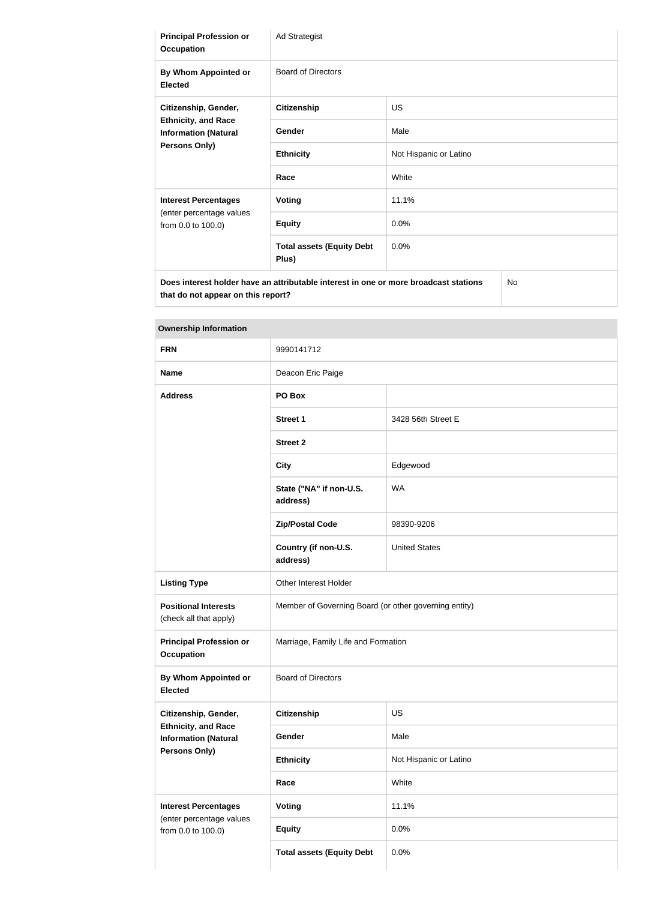| | | |
|---|---|---|
| **Principal Profession or Occupation** | Ad Strategist | |
| **By Whom Appointed or Elected** | Board of Directors | |
| **Citizenship, Gender, Ethnicity, and Race Information (Natural Persons Only)** | **Citizenship** | US |
| | **Gender** | Male |
| | **Ethnicity** | Not Hispanic or Latino |
| | **Race** | White |
| **Interest Percentages** (enter percentage values from 0.0 to 100.0) | **Voting** | 11.1% |
| | **Equity** | 0.0% |
| | **Total assets (Equity Debt Plus)** | 0.0% |
| **Does interest holder have an attributable interest in one or more broadcast stations that do not appear on this report?** | | No |

| **Ownership Information** | | |
|---|---|---|
| **FRN** | 9990141712 | |
| **Name** | Deacon Eric Paige | |
| **Address** | **PO Box** | |
| | **Street 1** | 3428 56th Street E |
| | **Street 2** | |
| | **City** | Edgewood |
| | **State ("NA" if non-U.S. address)** | WA |
| | **Zip/Postal Code** | 98390-9206 |
| | **Country (if non-U.S. address)** | United States |
| **Listing Type** | Other Interest Holder | |
| **Positional Interests** (check all that apply) | Member of Governing Board (or other governing entity) | |
| **Principal Profession or Occupation** | Marriage, Family Life and Formation | |
| **By Whom Appointed or Elected** | Board of Directors | |
| **Citizenship, Gender, Ethnicity, and Race Information (Natural Persons Only)** | **Citizenship** | US |
| | **Gender** | Male |
| | **Ethnicity** | Not Hispanic or Latino |
| | **Race** | White |
| **Interest Percentages** (enter percentage values from 0.0 to 100.0) | **Voting** | 11.1% |
| | **Equity** | 0.0% |
| | **Total assets (Equity Debt** | 0.0% |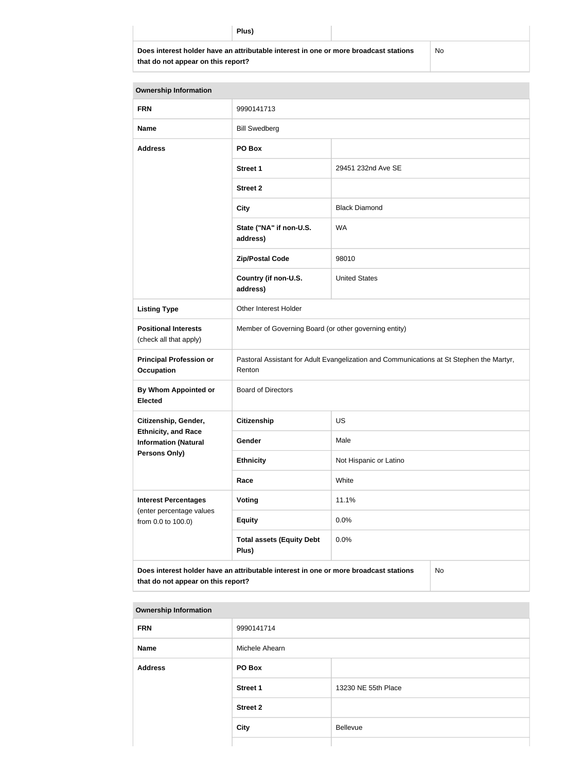| | Plus) | |
|---|---|---|
| **Does interest holder have an attributable interest in one or more broadcast stations that do not appear on this report?** | | No |

| **Ownership Information** | | |
|---|---|---|
| **FRN** | 9990141713 | |
| **Name** | Bill Swedberg | |
| **Address** | **PO Box** | |
| | **Street 1** | 29451 232nd Ave SE |
| | **Street 2** | |
| | **City** | Black Diamond |
| | **State ("NA" if non-U.S. address)** | WA |
| | **Zip/Postal Code** | 98010 |
| | **Country (if non-U.S. address)** | United States |
| **Listing Type** | Other Interest Holder | |
| **Positional Interests** (check all that apply) | Member of Governing Board (or other governing entity) | |
| **Principal Profession or Occupation** | Pastoral Assistant for Adult Evangelization and Communications at St Stephen the Martyr, Renton | |
| **By Whom Appointed or Elected** | Board of Directors | |
| **Citizenship, Gender, Ethnicity, and Race Information (Natural Persons Only)** | **Citizenship** | US |
| | **Gender** | Male |
| | **Ethnicity** | Not Hispanic or Latino |
| | **Race** | White |
| **Interest Percentages** (enter percentage values from 0.0 to 100.0) | **Voting** | 11.1% |
| | **Equity** | 0.0% |
| | **Total assets (Equity Debt Plus)** | 0.0% |
| **Does interest holder have an attributable interest in one or more broadcast stations that do not appear on this report?** | | No |

| **Ownership Information** | | |
|---|---|---|
| **FRN** | 9990141714 | |
| **Name** | Michele Ahearn | |
| **Address** | **PO Box** | |
| | **Street 1** | 13230 NE 55th Place |
| | **Street 2** | |
| | **City** | Bellevue |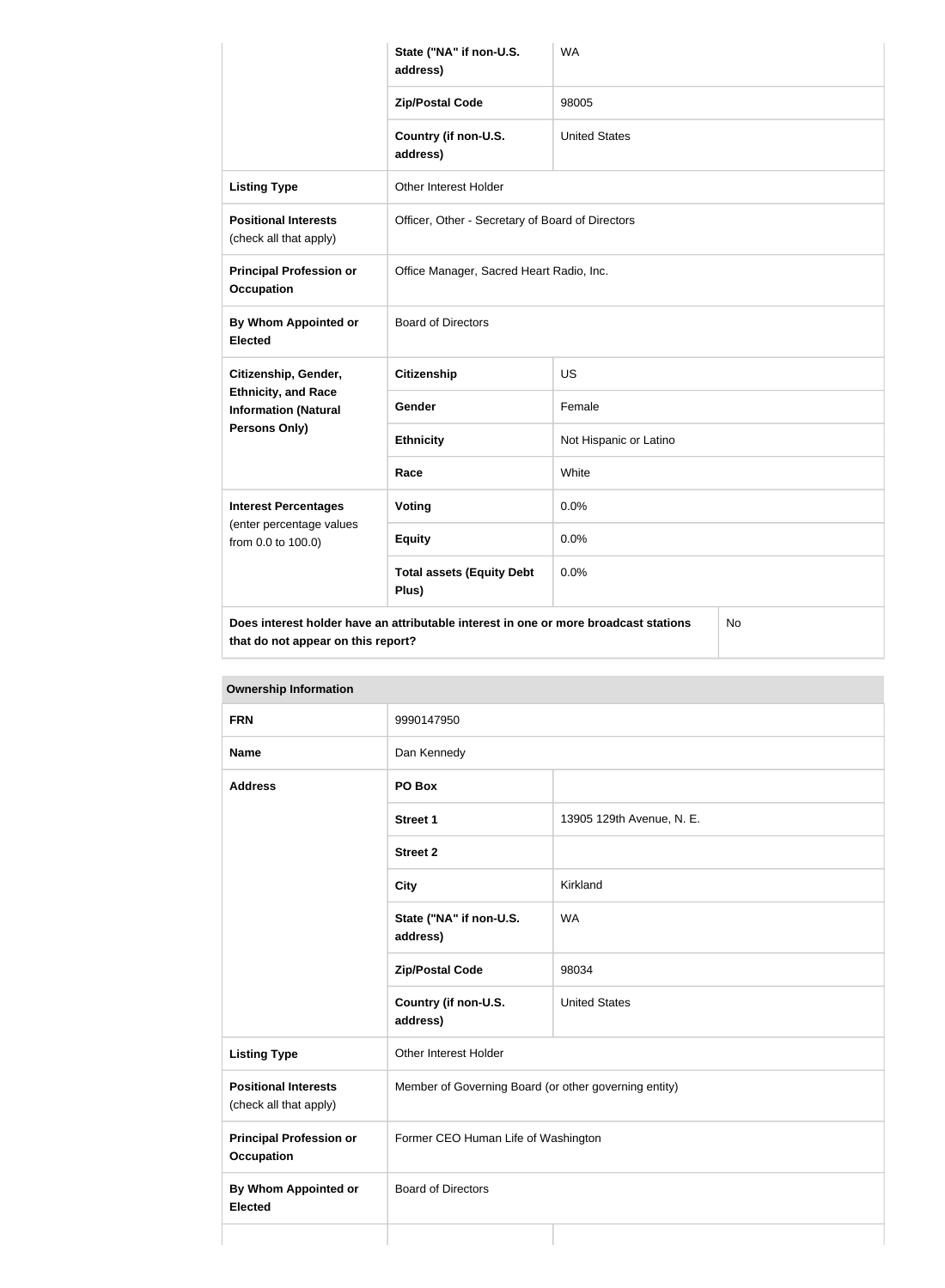| | | |
|---|---|---|
| | **State ("NA" if non-U.S. address)** | WA |
| | **Zip/Postal Code** | 98005 |
| | **Country (if non-U.S. address)** | United States |
| **Listing Type** | Other Interest Holder | |
| **Positional Interests** (check all that apply) | Officer, Other - Secretary of Board of Directors | |
| **Principal Profession or Occupation** | Office Manager, Sacred Heart Radio, Inc. | |
| **By Whom Appointed or Elected** | Board of Directors | |
| **Citizenship, Gender, Ethnicity, and Race Information (Natural Persons Only)** | **Citizenship** | US |
| | **Gender** | Female |
| | **Ethnicity** | Not Hispanic or Latino |
| | **Race** | White |
| **Interest Percentages** (enter percentage values from 0.0 to 100.0) | **Voting** | 0.0% |
| | **Equity** | 0.0% |
| | **Total assets (Equity Debt Plus)** | 0.0% |
| **Does interest holder have an attributable interest in one or more broadcast stations that do not appear on this report?** | | No |

| **Ownership Information** | | |
|---|---|---|
| **FRN** | 9990147950 | |
| **Name** | Dan Kennedy | |
| **Address** | **PO Box** | |
| | **Street 1** | 13905 129th Avenue, N. E. |
| | **Street 2** | |
| | **City** | Kirkland |
| | **State ("NA" if non-U.S. address)** | WA |
| | **Zip/Postal Code** | 98034 |
| | **Country (if non-U.S. address)** | United States |
| **Listing Type** | Other Interest Holder | |
| **Positional Interests** (check all that apply) | Member of Governing Board (or other governing entity) | |
| **Principal Profession or Occupation** | Former CEO Human Life of Washington | |
| **By Whom Appointed or Elected** | Board of Directors | |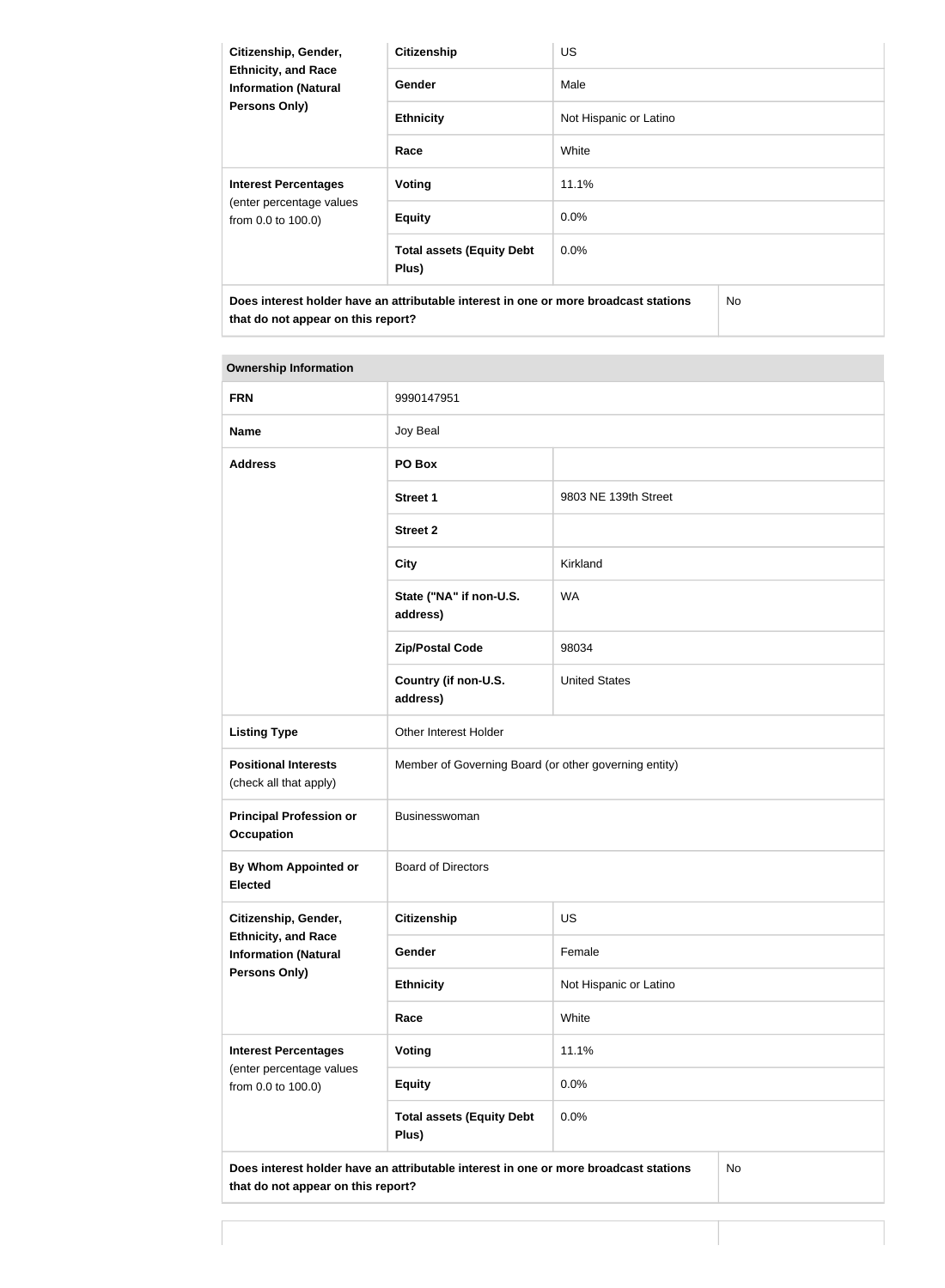| Citizenship, Gender, Ethnicity, and Race Information (Natural Persons Only) | Citizenship | US |
|---|---|---|
| | Gender | Male |
| | Ethnicity | Not Hispanic or Latino |
| | Race | White |
| **Interest Percentages** (enter percentage values from 0.0 to 100.0) | Voting | 11.1% |
| | Equity | 0.0% |
| | Total assets (Equity Debt Plus) | 0.0% |
| **Does interest holder have an attributable interest in one or more broadcast stations that do not appear on this report?** | | No |

| Ownership Information | | |
|---|---|---|
| **FRN** | 9990147951 | |
| **Name** | Joy Beal | |
| **Address** | PO Box | |
| | Street 1 | 9803 NE 139th Street |
| | Street 2 | |
| | City | Kirkland |
| | State ("NA" if non-U.S. address) | WA |
| | Zip/Postal Code | 98034 |
| | Country (if non-U.S. address) | United States |
| **Listing Type** | Other Interest Holder | |
| **Positional Interests** (check all that apply) | Member of Governing Board (or other governing entity) | |
| **Principal Profession or Occupation** | Businesswoman | |
| **By Whom Appointed or Elected** | Board of Directors | |
| **Citizenship, Gender, Ethnicity, and Race Information (Natural Persons Only)** | Citizenship | US |
| | Gender | Female |
| | Ethnicity | Not Hispanic or Latino |
| | Race | White |
| **Interest Percentages** (enter percentage values from 0.0 to 100.0) | Voting | 11.1% |
| | Equity | 0.0% |
| | Total assets (Equity Debt Plus) | 0.0% |
| **Does interest holder have an attributable interest in one or more broadcast stations that do not appear on this report?** | | No |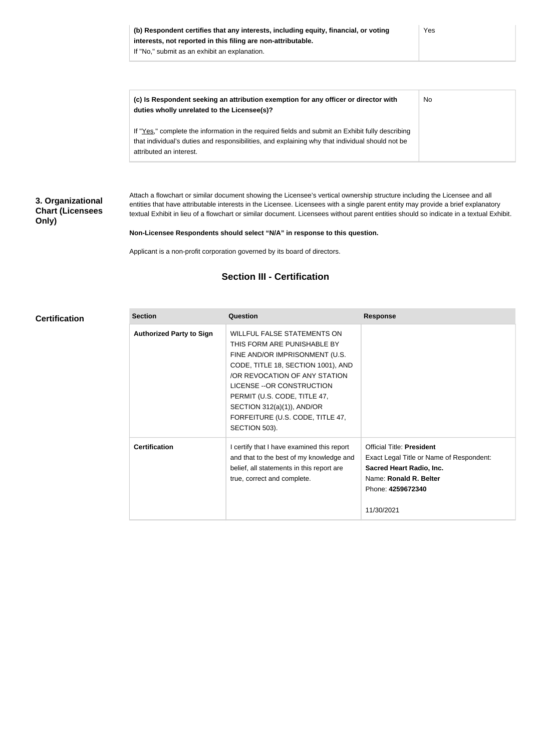| | |
|---|---|
| **(b) Respondent certifies that any interests, including equity, financial, or voting interests, not reported in this filing are non-attributable.**<br>If "No," submit as an exhibit an explanation. | Yes |

| | |
|---|---|
| **(c) Is Respondent seeking an attribution exemption for any officer or director with duties wholly unrelated to the Licensee(s)?**<br><br>If "Yes," complete the information in the required fields and submit an Exhibit fully describing that individual's duties and responsibilities, and explaining why that individual should not be attributed an interest. | No |

**3. Organizational Chart (Licensees Only)**

Attach a flowchart or similar document showing the Licensee's vertical ownership structure including the Licensee and all entities that have attributable interests in the Licensee. Licensees with a single parent entity may provide a brief explanatory textual Exhibit in lieu of a flowchart or similar document. Licensees without parent entities should so indicate in a textual Exhibit.

**Non-Licensee Respondents should select "N/A" in response to this question.**

Applicant is a non-profit corporation governed by its board of directors.

## Section III - Certification

**Certification**

| Section | Question | Response |
|---|---|---|
| **Authorized Party to Sign** | WILLFUL FALSE STATEMENTS ON THIS FORM ARE PUNISHABLE BY FINE AND/OR IMPRISONMENT (U.S. CODE, TITLE 18, SECTION 1001), AND /OR REVOCATION OF ANY STATION LICENSE --OR CONSTRUCTION PERMIT (U.S. CODE, TITLE 47, SECTION 312(a)(1)), AND/OR FORFEITURE (U.S. CODE, TITLE 47, SECTION 503). | |
| **Certification** | I certify that I have examined this report and that to the best of my knowledge and belief, all statements in this report are true, correct and complete. | Official Title: **President**<br>Exact Legal Title or Name of Respondent: **Sacred Heart Radio, Inc.**<br>Name: **Ronald R. Belter**<br>Phone: **4259672340**<br><br>11/30/2021 |